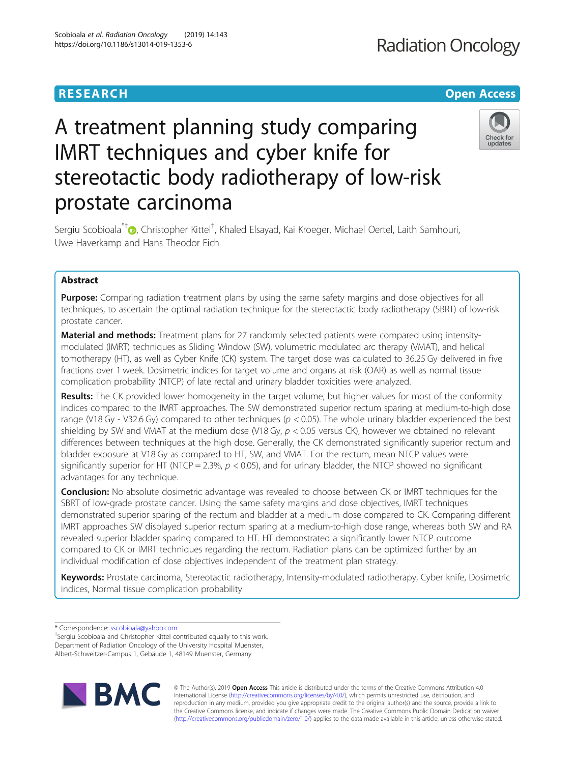RESEARCH

Open Access

# A treatment planning study comparing IMRT techniques and cyber knife for stereotactic body radiotherapy of low-risk prostate carcinoma

Sergiu Scobioala*†, Christopher Kittel†, Khaled Elsayad, Kai Kroeger, Michael Oertel, Laith Samhouri, Uwe Haverkamp and Hans Theodor Eich

## Abstract

**Purpose:** Comparing radiation treatment plans by using the same safety margins and dose objectives for all techniques, to ascertain the optimal radiation technique for the stereotactic body radiotherapy (SBRT) of low-risk prostate cancer.

**Material and methods:** Treatment plans for 27 randomly selected patients were compared using intensity-modulated (IMRT) techniques as Sliding Window (SW), volumetric modulated arc therapy (VMAT), and helical tomotherapy (HT), as well as Cyber Knife (CK) system. The target dose was calculated to 36.25 Gy delivered in five fractions over 1 week. Dosimetric indices for target volume and organs at risk (OAR) as well as normal tissue complication probability (NTCP) of late rectal and urinary bladder toxicities were analyzed.

**Results:** The CK provided lower homogeneity in the target volume, but higher values for most of the conformity indices compared to the IMRT approaches. The SW demonstrated superior rectum sparing at medium-to-high dose range (V18 Gy - V32.6 Gy) compared to other techniques ($p < 0.05$). The whole urinary bladder experienced the best shielding by SW and VMAT at the medium dose (V18 Gy, $p < 0.05$ versus CK), however we obtained no relevant differences between techniques at the high dose. Generally, the CK demonstrated significantly superior rectum and bladder exposure at V18 Gy as compared to HT, SW, and VMAT. For the rectum, mean NTCP values were significantly superior for HT (NTCP = 2.3%, $p < 0.05$), and for urinary bladder, the NTCP showed no significant advantages for any technique.

**Conclusion:** No absolute dosimetric advantage was revealed to choose between CK or IMRT techniques for the SBRT of low-grade prostate cancer. Using the same safety margins and dose objectives, IMRT techniques demonstrated superior sparing of the rectum and bladder at a medium dose compared to CK. Comparing different IMRT approaches SW displayed superior rectum sparing at a medium-to-high dose range, whereas both SW and RA revealed superior bladder sparing compared to HT. HT demonstrated a significantly lower NTCP outcome compared to CK or IMRT techniques regarding the rectum. Radiation plans can be optimized further by an individual modification of dose objectives independent of the treatment plan strategy.

**Keywords:** Prostate carcinoma, Stereotactic radiotherapy, Intensity-modulated radiotherapy, Cyber knife, Dosimetric indices, Normal tissue complication probability

---

\* Correspondence: sscobioala@yahoo.com

†Sergiu Scobioala and Christopher Kittel contributed equally to this work.
Department of Radiation Oncology of the University Hospital Muenster, Albert-Schweitzer-Campus 1, Gebäude 1, 48149 Muenster, Germany

© The Author(s). 2019 **Open Access** This article is distributed under the terms of the Creative Commons Attribution 4.0 International License (http://creativecommons.org/licenses/by/4.0/), which permits unrestricted use, distribution, and reproduction in any medium, provided you give appropriate credit to the original author(s) and the source, provide a link to the Creative Commons license, and indicate if changes were made. The Creative Commons Public Domain Dedication waiver (http://creativecommons.org/publicdomain/zero/1.0/) applies to the data made available in this article, unless otherwise stated.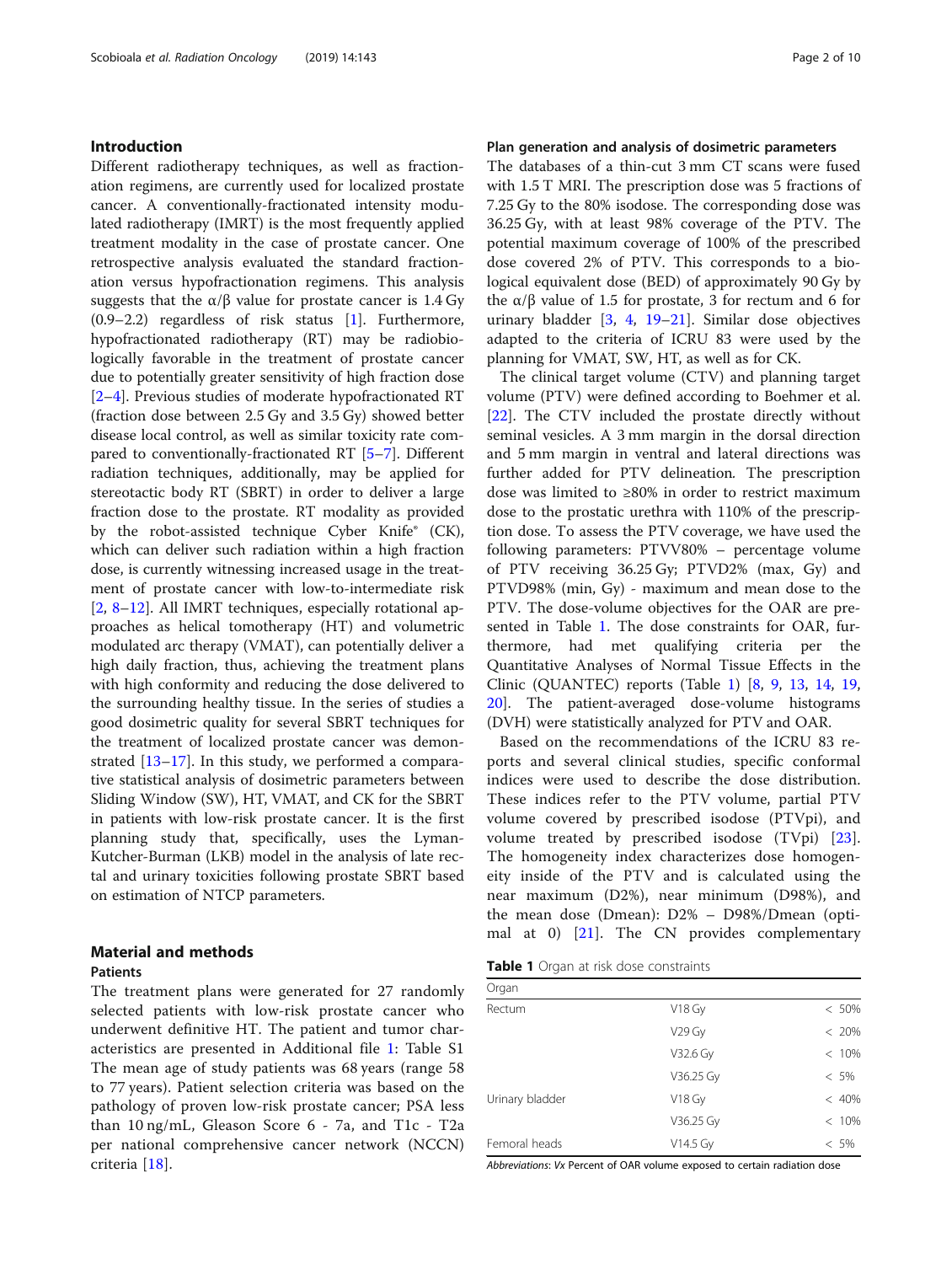## Introduction

Different radiotherapy techniques, as well as fractionation regimens, are currently used for localized prostate cancer. A conventionally-fractionated intensity modulated radiotherapy (IMRT) is the most frequently applied treatment modality in the case of prostate cancer. One retrospective analysis evaluated the standard fractionation versus hypofractionation regimens. This analysis suggests that the α/β value for prostate cancer is 1.4 Gy (0.9–2.2) regardless of risk status [1]. Furthermore, hypofractionated radiotherapy (RT) may be radiobiologically favorable in the treatment of prostate cancer due to potentially greater sensitivity of high fraction dose [2–4]. Previous studies of moderate hypofractionated RT (fraction dose between 2.5 Gy and 3.5 Gy) showed better disease local control, as well as similar toxicity rate compared to conventionally-fractionated RT [5–7]. Different radiation techniques, additionally, may be applied for stereotactic body RT (SBRT) in order to deliver a large fraction dose to the prostate. RT modality as provided by the robot-assisted technique Cyber Knife® (CK), which can deliver such radiation within a high fraction dose, is currently witnessing increased usage in the treatment of prostate cancer with low-to-intermediate risk [2, 8–12]. All IMRT techniques, especially rotational approaches as helical tomotherapy (HT) and volumetric modulated arc therapy (VMAT), can potentially deliver a high daily fraction, thus, achieving the treatment plans with high conformity and reducing the dose delivered to the surrounding healthy tissue. In the series of studies a good dosimetric quality for several SBRT techniques for the treatment of localized prostate cancer was demonstrated [13–17]. In this study, we performed a comparative statistical analysis of dosimetric parameters between Sliding Window (SW), HT, VMAT, and CK for the SBRT in patients with low-risk prostate cancer. It is the first planning study that, specifically, uses the Lyman-Kutcher-Burman (LKB) model in the analysis of late rectal and urinary toxicities following prostate SBRT based on estimation of NTCP parameters.

## Material and methods

### Patients

The treatment plans were generated for 27 randomly selected patients with low-risk prostate cancer who underwent definitive HT. The patient and tumor characteristics are presented in Additional file 1: Table S1 The mean age of study patients was 68 years (range 58 to 77 years). Patient selection criteria was based on the pathology of proven low-risk prostate cancer; PSA less than 10 ng/mL, Gleason Score 6 - 7a, and T1c - T2a per national comprehensive cancer network (NCCN) criteria [18].

### Plan generation and analysis of dosimetric parameters

The databases of a thin-cut 3 mm CT scans were fused with 1.5 T MRI. The prescription dose was 5 fractions of 7.25 Gy to the 80% isodose. The corresponding dose was 36.25 Gy, with at least 98% coverage of the PTV. The potential maximum coverage of 100% of the prescribed dose covered 2% of PTV. This corresponds to a biological equivalent dose (BED) of approximately 90 Gy by the α/β value of 1.5 for prostate, 3 for rectum and 6 for urinary bladder [3, 4, 19–21]. Similar dose objectives adapted to the criteria of ICRU 83 were used by the planning for VMAT, SW, HT, as well as for CK.

The clinical target volume (CTV) and planning target volume (PTV) were defined according to Boehmer et al. [22]. The CTV included the prostate directly without seminal vesicles. A 3 mm margin in the dorsal direction and 5 mm margin in ventral and lateral directions was further added for PTV delineation. The prescription dose was limited to ≥80% in order to restrict maximum dose to the prostatic urethra with 110% of the prescription dose. To assess the PTV coverage, we have used the following parameters: PTVV80% – percentage volume of PTV receiving 36.25 Gy; PTVD2% (max, Gy) and PTVD98% (min, Gy) - maximum and mean dose to the PTV. The dose-volume objectives for the OAR are presented in Table 1. The dose constraints for OAR, furthermore, had met qualifying criteria per the Quantitative Analyses of Normal Tissue Effects in the Clinic (QUANTEC) reports (Table 1) [8, 9, 13, 14, 19, 20]. The patient-averaged dose-volume histograms (DVH) were statistically analyzed for PTV and OAR.

Based on the recommendations of the ICRU 83 reports and several clinical studies, specific conformal indices were used to describe the dose distribution. These indices refer to the PTV volume, partial PTV volume covered by prescribed isodose (PTVpi), and volume treated by prescribed isodose (TVpi) [23]. The homogeneity index characterizes dose homogeneity inside of the PTV and is calculated using the near maximum (D2%), near minimum (D98%), and the mean dose (Dmean): D2% – D98%/Dmean (optimal at 0) [21]. The CN provides complementary

**Table 1** Organ at risk dose constraints

| Organ | | |
|---|---|---|
| Rectum | V18 Gy | < 50% |
| | V29 Gy | < 20% |
| | V32.6 Gy | < 10% |
| | V36.25 Gy | < 5% |
| Urinary bladder | V18 Gy | < 40% |
| | V36.25 Gy | < 10% |
| Femoral heads | V14.5 Gy | < 5% |

*Abbreviations*: *Vx* Percent of OAR volume exposed to certain radiation dose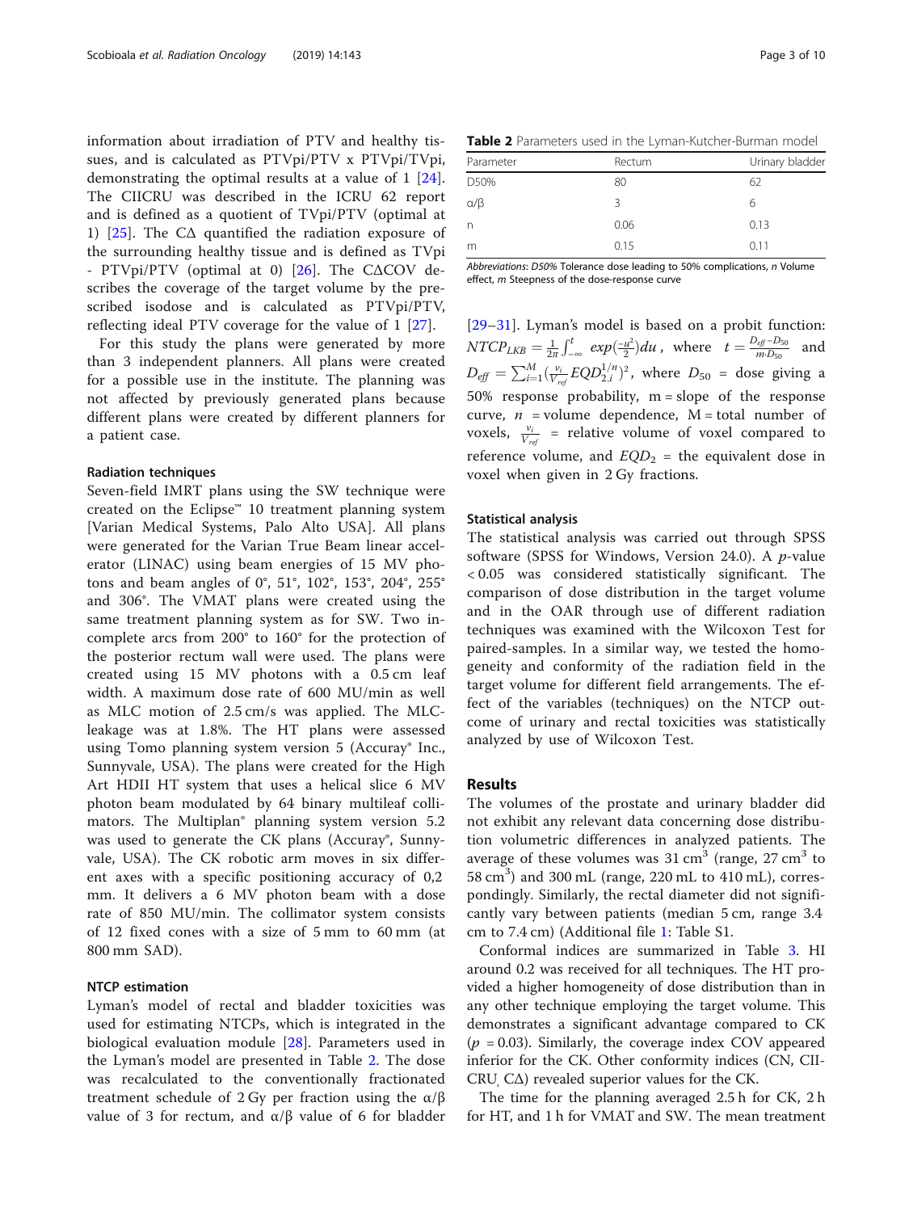information about irradiation of PTV and healthy tissues, and is calculated as PTVpi/PTV x PTVpi/TVpi, demonstrating the optimal results at a value of 1 [24]. The CIICRU was described in the ICRU 62 report and is defined as a quotient of TVpi/PTV (optimal at 1) [25]. The CΔ quantified the radiation exposure of the surrounding healthy tissue and is defined as TVpi - PTVpi/PTV (optimal at 0) [26]. The CΔCOV describes the coverage of the target volume by the prescribed isodose and is calculated as PTVpi/PTV, reflecting ideal PTV coverage for the value of 1 [27].

For this study the plans were generated by more than 3 independent planners. All plans were created for a possible use in the institute. The planning was not affected by previously generated plans because different plans were created by different planners for a patient case.

#### Radiation techniques

Seven-field IMRT plans using the SW technique were created on the Eclipse™ 10 treatment planning system [Varian Medical Systems, Palo Alto USA]. All plans were generated for the Varian True Beam linear accelerator (LINAC) using beam energies of 15 MV photons and beam angles of 0°, 51°, 102°, 153°, 204°, 255° and 306°. The VMAT plans were created using the same treatment planning system as for SW. Two incomplete arcs from 200° to 160° for the protection of the posterior rectum wall were used. The plans were created using 15 MV photons with a 0.5 cm leaf width. A maximum dose rate of 600 MU/min as well as MLC motion of 2.5 cm/s was applied. The MLC-leakage was at 1.8%. The HT plans were assessed using Tomo planning system version 5 (Accuray® Inc., Sunnyvale, USA). The plans were created for the High Art HDII HT system that uses a helical slice 6 MV photon beam modulated by 64 binary multileaf collimators. The Multiplan® planning system version 5.2 was used to generate the CK plans (Accuray®, Sunnyvale, USA). The CK robotic arm moves in six different axes with a specific positioning accuracy of 0,2 mm. It delivers a 6 MV photon beam with a dose rate of 850 MU/min. The collimator system consists of 12 fixed cones with a size of 5 mm to 60 mm (at 800 mm SAD).

#### NTCP estimation

Lyman's model of rectal and bladder toxicities was used for estimating NTCPs, which is integrated in the biological evaluation module [28]. Parameters used in the Lyman's model are presented in Table 2. The dose was recalculated to the conventionally fractionated treatment schedule of 2 Gy per fraction using the α/β value of 3 for rectum, and α/β value of 6 for bladder [29–31]. Lyman's model is based on a probit function: $NTCP_{LKB} = \frac{1}{2\pi}\int_{-\infty}^{t} exp(\frac{-u^2}{2})du$, where $t = \frac{D_{eff}-D_{50}}{m \cdot D_{50}}$ and $D_{eff} = \sum_{i=1}^{M}(\frac{v_i}{V_{ref}}EQD_{2,i}^{1/n})^2$, where $D_{50}$ = dose giving a 50% response probability, m = slope of the response curve, $n$ = volume dependence, M = total number of voxels, $\frac{v_i}{V_{ref}}$ = relative volume of voxel compared to reference volume, and $EQD_2$ = the equivalent dose in voxel when given in 2 Gy fractions.

**Table 2** Parameters used in the Lyman-Kutcher-Burman model

| Parameter | Rectum | Urinary bladder |
| --- | --- | --- |
| D50% | 80 | 62 |
| α/β | 3 | 6 |
| n | 0.06 | 0.13 |
| m | 0.15 | 0.11 |

*Abbreviations*: *D50%* Tolerance dose leading to 50% complications, *n* Volume effect, *m* Steepness of the dose-response curve

#### Statistical analysis

The statistical analysis was carried out through SPSS software (SPSS for Windows, Version 24.0). A $p$-value < 0.05 was considered statistically significant. The comparison of dose distribution in the target volume and in the OAR through use of different radiation techniques was examined with the Wilcoxon Test for paired-samples. In a similar way, we tested the homogeneity and conformity of the radiation field in the target volume for different field arrangements. The effect of the variables (techniques) on the NTCP outcome of urinary and rectal toxicities was statistically analyzed by use of Wilcoxon Test.

## Results

The volumes of the prostate and urinary bladder did not exhibit any relevant data concerning dose distribution volumetric differences in analyzed patients. The average of these volumes was 31 $cm^3$ (range, 27 $cm^3$ to 58 $cm^3$) and 300 mL (range, 220 mL to 410 mL), correspondingly. Similarly, the rectal diameter did not significantly vary between patients (median 5 cm, range 3.4 cm to 7.4 cm) (Additional file 1: Table S1.

Conformal indices are summarized in Table 3. HI around 0.2 was received for all techniques. The HT provided a higher homogeneity of dose distribution than in any other technique employing the target volume. This demonstrates a significant advantage compared to CK ($p$ = 0.03). Similarly, the coverage index COV appeared inferior for the CK. Other conformity indices (CN, CIICRU, CΔ) revealed superior values for the CK.

The time for the planning averaged 2.5 h for CK, 2 h for HT, and 1 h for VMAT and SW. The mean treatment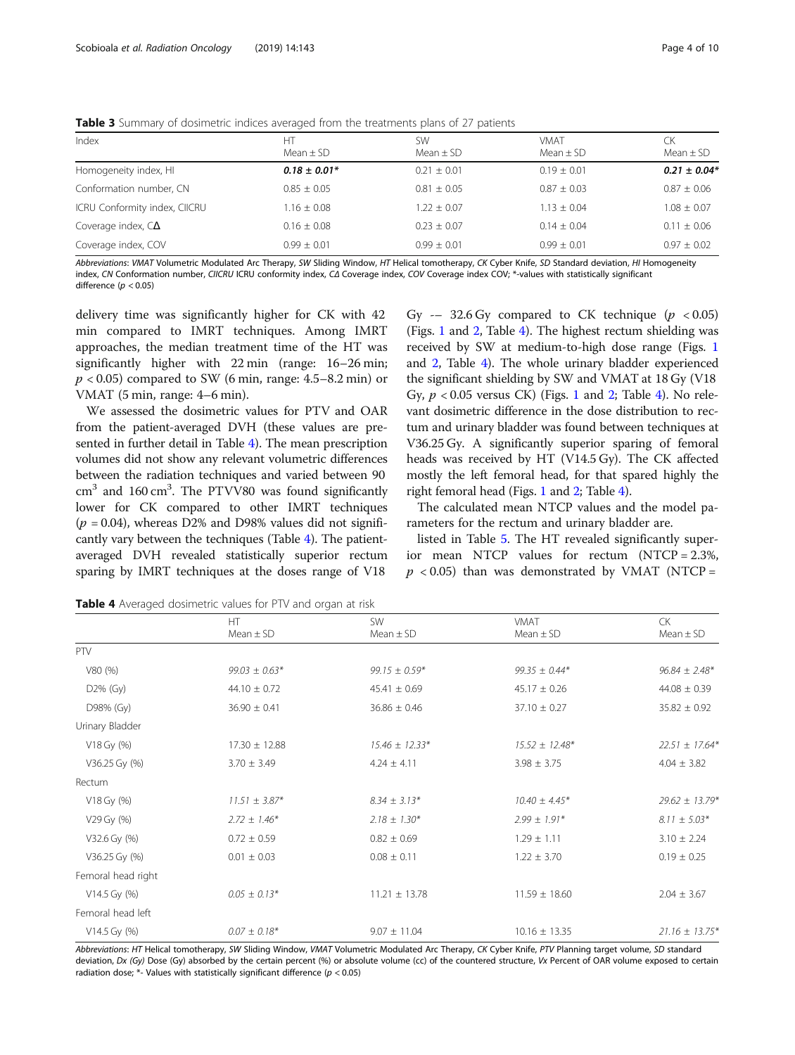**Table 3** Summary of dosimetric indices averaged from the treatments plans of 27 patients

| Index | HT Mean ± SD | SW Mean ± SD | VMAT Mean ± SD | CK Mean ± SD |
|---|---|---|---|---|
| Homogeneity index, HI | ***0.18 ± 0.01**** | 0.21 ± 0.01 | 0.19 ± 0.01 | ***0.21 ± 0.04**** |
| Conformation number, CN | 0.85 ± 0.05 | 0.81 ± 0.05 | 0.87 ± 0.03 | 0.87 ± 0.06 |
| ICRU Conformity index, CIICRU | 1.16 ± 0.08 | 1.22 ± 0.07 | 1.13 ± 0.04 | 1.08 ± 0.07 |
| Coverage index, CΔ | 0.16 ± 0.08 | 0.23 ± 0.07 | 0.14 ± 0.04 | 0.11 ± 0.06 |
| Coverage index, COV | 0.99 ± 0.01 | 0.99 ± 0.01 | 0.99 ± 0.01 | 0.97 ± 0.02 |

*Abbreviations*: *VMAT* Volumetric Modulated Arc Therapy, *SW* Sliding Window, *HT* Helical tomotherapy, *CK* Cyber Knife, *SD* Standard deviation, *HI* Homogeneity index, *CN* Conformation number, *CIICRU* ICRU conformity index, *CΔ* Coverage index, *COV* Coverage index COV; *-values with statistically significant difference ($p < 0.05$)

delivery time was significantly higher for CK with 42 min compared to IMRT techniques. Among IMRT approaches, the median treatment time of the HT was significantly higher with 22 min (range: 16–26 min; $p < 0.05$) compared to SW (6 min, range: 4.5–8.2 min) or VMAT (5 min, range: 4–6 min).

We assessed the dosimetric values for PTV and OAR from the patient-averaged DVH (these values are presented in further detail in Table 4). The mean prescription volumes did not show any relevant volumetric differences between the radiation techniques and varied between 90 $cm^3$ and 160 $cm^3$. The PTVV80 was found significantly lower for CK compared to other IMRT techniques ($p = 0.04$), whereas D2% and D98% values did not significantly vary between the techniques (Table 4). The patient-averaged DVH revealed statistically superior rectum sparing by IMRT techniques at the doses range of V18 Gy -– 32.6 Gy compared to CK technique ($p < 0.05$) (Figs. 1 and 2, Table 4). The highest rectum shielding was received by SW at medium-to-high dose range (Figs. 1 and 2, Table 4). The whole urinary bladder experienced the significant shielding by SW and VMAT at 18 Gy (V18 Gy, $p < 0.05$ versus CK) (Figs. 1 and 2; Table 4). No relevant dosimetric difference in the dose distribution to rectum and urinary bladder was found between techniques at V36.25 Gy. A significantly superior sparing of femoral heads was received by HT (V14.5 Gy). The CK affected mostly the left femoral head, for that spared highly the right femoral head (Figs. 1 and 2; Table 4).

The calculated mean NTCP values and the model parameters for the rectum and urinary bladder are.

listed in Table 5. The HT revealed significantly superior mean NTCP values for rectum (NTCP = 2.3%, $p < 0.05$) than was demonstrated by VMAT (NTCP =

**Table 4** Averaged dosimetric values for PTV and organ at risk

| | HT Mean ± SD | SW Mean ± SD | VMAT Mean ± SD | CK Mean ± SD |
|---|---|---|---|---|
| PTV | | | | |
| V80 (%) | *99.03 ± 0.63** | *99.15 ± 0.59** | *99.35 ± 0.44** | *96.84 ± 2.48** |
| D2% (Gy) | 44.10 ± 0.72 | 45.41 ± 0.69 | 45.17 ± 0.26 | 44.08 ± 0.39 |
| D98% (Gy) | 36.90 ± 0.41 | 36.86 ± 0.46 | 37.10 ± 0.27 | 35.82 ± 0.92 |
| Urinary Bladder | | | | |
| V18 Gy (%) | 17.30 ± 12.88 | *15.46 ± 12.33** | *15.52 ± 12.48** | *22.51 ± 17.64** |
| V36.25 Gy (%) | 3.70 ± 3.49 | 4.24 ± 4.11 | 3.98 ± 3.75 | 4.04 ± 3.82 |
| Rectum | | | | |
| V18 Gy (%) | *11.51 ± 3.87** | *8.34 ± 3.13** | *10.40 ± 4.45** | *29.62 ± 13.79** |
| V29 Gy (%) | *2.72 ± 1.46** | *2.18 ± 1.30** | *2.99 ± 1.91** | *8.11 ± 5.03** |
| V32.6 Gy (%) | 0.72 ± 0.59 | 0.82 ± 0.69 | 1.29 ± 1.11 | 3.10 ± 2.24 |
| V36.25 Gy (%) | 0.01 ± 0.03 | 0.08 ± 0.11 | 1.22 ± 3.70 | 0.19 ± 0.25 |
| Femoral head right | | | | |
| V14.5 Gy (%) | *0.05 ± 0.13** | 11.21 ± 13.78 | 11.59 ± 18.60 | 2.04 ± 3.67 |
| Femoral head left | | | | |
| V14.5 Gy (%) | *0.07 ± 0.18** | 9.07 ± 11.04 | 10.16 ± 13.35 | *21.16 ± 13.75** |

*Abbreviations*: *HT* Helical tomotherapy, *SW* Sliding Window, *VMAT* Volumetric Modulated Arc Therapy, *CK* Cyber Knife, *PTV* Planning target volume, *SD* standard deviation, *Dx (Gy)* Dose (Gy) absorbed by the certain percent (%) or absolute volume (cc) of the countered structure, *Vx* Percent of OAR volume exposed to certain radiation dose; *- Values with statistically significant difference ($p < 0.05$)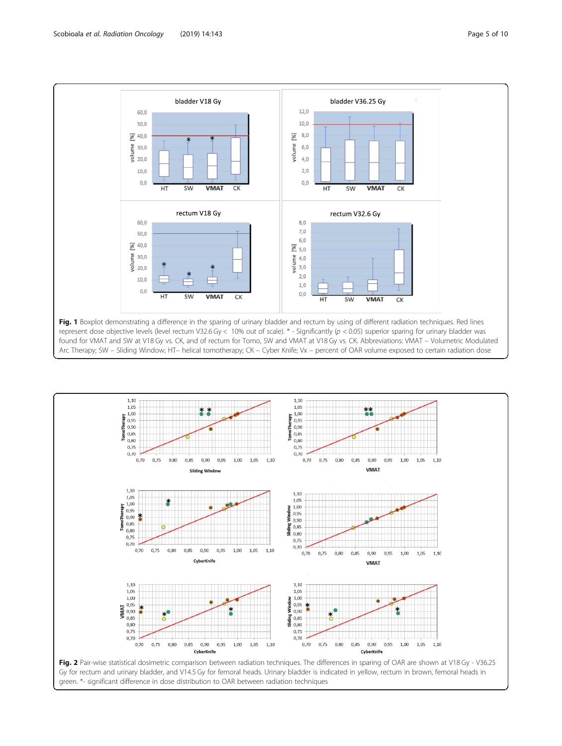**Fig. 1** Boxplot demonstrating a difference in the sparing of urinary bladder and rectum by using of different radiation techniques. Red lines represent dose objective levels (level rectum V32.6 Gy < 10% out of scale). * - Significantly ($p < 0.05$) superior sparing for urinary bladder was found for VMAT and SW at V18 Gy vs. CK, and of rectum for Tomo, SW and VMAT at V18 Gy vs. CK. Abbreviations: VMAT – Volumetric Modulated Arc Therapy; SW – Sliding Window; HT– helical tomotherapy; CK – Cyber Knife; Vx – percent of OAR volume exposed to certain radiation dose

**Fig. 2** Pair-wise statistical dosimetric comparison between radiation techniques. The differences in sparing of OAR are shown at V18 Gy - V36.25 Gy for rectum and urinary bladder, and V14.5 Gy for femoral heads. Urinary bladder is indicated in yellow, rectum in brown, femoral heads in green. *- significant difference in dose distribution to OAR between radiation techniques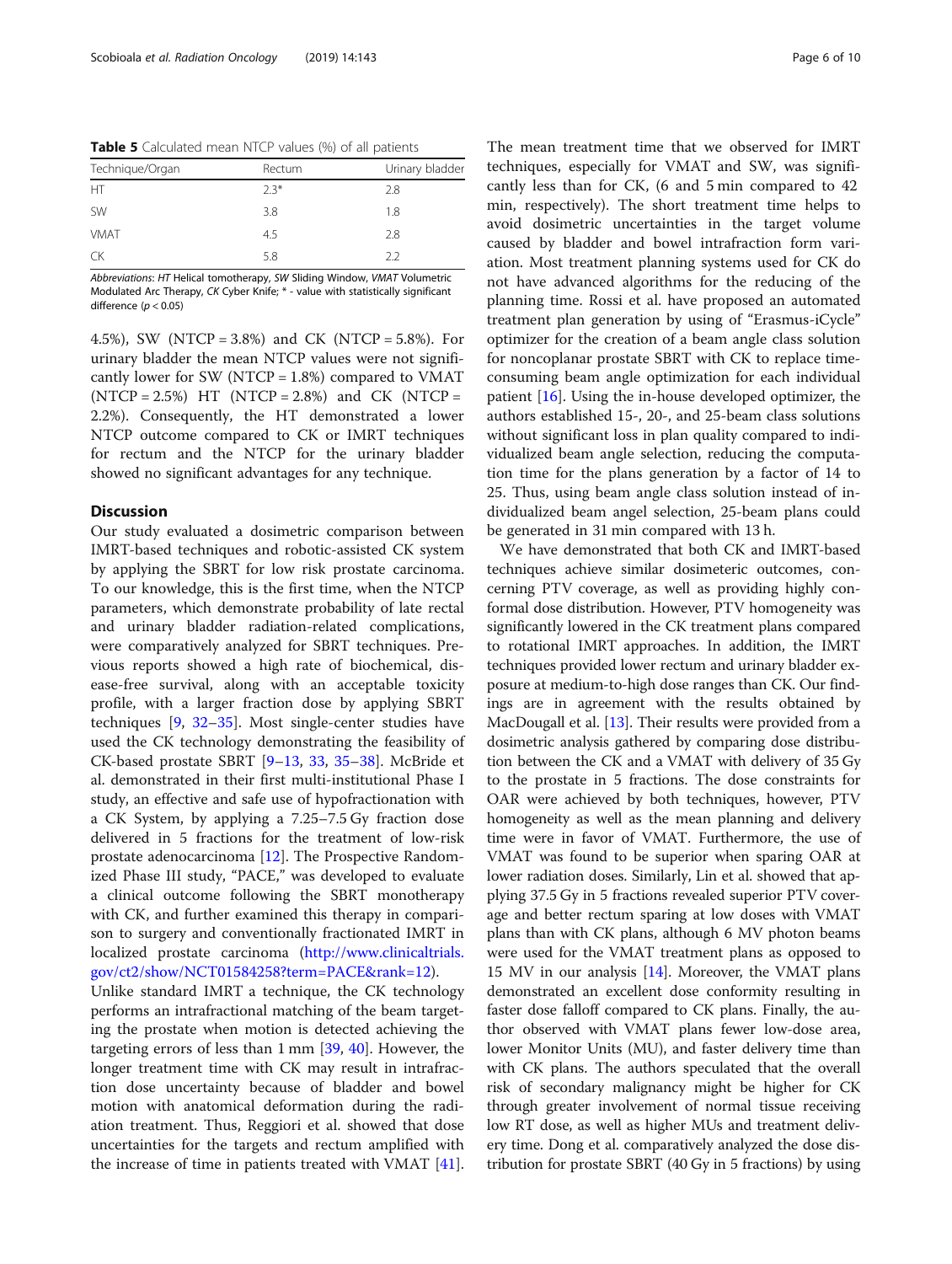**Table 5** Calculated mean NTCP values (%) of all patients

| Technique/Organ | Rectum | Urinary bladder |
|---|---|---|
| HT | 2.3* | 2.8 |
| SW | 3.8 | 1.8 |
| VMAT | 4.5 | 2.8 |
| CK | 5.8 | 2.2 |

*Abbreviations*: *HT* Helical tomotherapy, *SW* Sliding Window, *VMAT* Volumetric Modulated Arc Therapy, *CK* Cyber Knife; * - value with statistically significant difference ($p < 0.05$)

4.5%), SW (NTCP = 3.8%) and CK (NTCP = 5.8%). For urinary bladder the mean NTCP values were not significantly lower for SW (NTCP = 1.8%) compared to VMAT (NTCP = 2.5%) HT (NTCP = 2.8%) and CK (NTCP = 2.2%). Consequently, the HT demonstrated a lower NTCP outcome compared to CK or IMRT techniques for rectum and the NTCP for the urinary bladder showed no significant advantages for any technique.

## Discussion

Our study evaluated a dosimetric comparison between IMRT-based techniques and robotic-assisted CK system by applying the SBRT for low risk prostate carcinoma. To our knowledge, this is the first time, when the NTCP parameters, which demonstrate probability of late rectal and urinary bladder radiation-related complications, were comparatively analyzed for SBRT techniques. Previous reports showed a high rate of biochemical, disease-free survival, along with an acceptable toxicity profile, with a larger fraction dose by applying SBRT techniques [9, 32–35]. Most single-center studies have used the CK technology demonstrating the feasibility of CK-based prostate SBRT [9–13, 33, 35–38]. McBride et al. demonstrated in their first multi-institutional Phase I study, an effective and safe use of hypofractionation with a CK System, by applying a 7.25–7.5 Gy fraction dose delivered in 5 fractions for the treatment of low-risk prostate adenocarcinoma [12]. The Prospective Randomized Phase III study, "PACE," was developed to evaluate a clinical outcome following the SBRT monotherapy with CK, and further examined this therapy in comparison to surgery and conventionally fractionated IMRT in localized prostate carcinoma (http://www.clinicaltrials.gov/ct2/show/NCT01584258?term=PACE&rank=12).

Unlike standard IMRT a technique, the CK technology performs an intrafractional matching of the beam targeting the prostate when motion is detected achieving the targeting errors of less than 1 mm [39, 40]. However, the longer treatment time with CK may result in intrafraction dose uncertainty because of bladder and bowel motion with anatomical deformation during the radiation treatment. Thus, Reggiori et al. showed that dose uncertainties for the targets and rectum amplified with the increase of time in patients treated with VMAT [41]. The mean treatment time that we observed for IMRT techniques, especially for VMAT and SW, was significantly less than for CK, (6 and 5 min compared to 42 min, respectively). The short treatment time helps to avoid dosimetric uncertainties in the target volume caused by bladder and bowel intrafraction form variation. Most treatment planning systems used for CK do not have advanced algorithms for the reducing of the planning time. Rossi et al. have proposed an automated treatment plan generation by using of "Erasmus-iCycle" optimizer for the creation of a beam angle class solution for noncoplanar prostate SBRT with CK to replace time-consuming beam angle optimization for each individual patient [16]. Using the in-house developed optimizer, the authors established 15-, 20-, and 25-beam class solutions without significant loss in plan quality compared to individualized beam angle selection, reducing the computation time for the plans generation by a factor of 14 to 25. Thus, using beam angle class solution instead of individualized beam angel selection, 25-beam plans could be generated in 31 min compared with 13 h.

We have demonstrated that both CK and IMRT-based techniques achieve similar dosimeteric outcomes, concerning PTV coverage, as well as providing highly conformal dose distribution. However, PTV homogeneity was significantly lowered in the CK treatment plans compared to rotational IMRT approaches. In addition, the IMRT techniques provided lower rectum and urinary bladder exposure at medium-to-high dose ranges than CK. Our findings are in agreement with the results obtained by MacDougall et al. [13]. Their results were provided from a dosimetric analysis gathered by comparing dose distribution between the CK and a VMAT with delivery of 35 Gy to the prostate in 5 fractions. The dose constraints for OAR were achieved by both techniques, however, PTV homogeneity as well as the mean planning and delivery time were in favor of VMAT. Furthermore, the use of VMAT was found to be superior when sparing OAR at lower radiation doses. Similarly, Lin et al. showed that applying 37.5 Gy in 5 fractions revealed superior PTV coverage and better rectum sparing at low doses with VMAT plans than with CK plans, although 6 MV photon beams were used for the VMAT treatment plans as opposed to 15 MV in our analysis [14]. Moreover, the VMAT plans demonstrated an excellent dose conformity resulting in faster dose falloff compared to CK plans. Finally, the author observed with VMAT plans fewer low-dose area, lower Monitor Units (MU), and faster delivery time than with CK plans. The authors speculated that the overall risk of secondary malignancy might be higher for CK through greater involvement of normal tissue receiving low RT dose, as well as higher MUs and treatment delivery time. Dong et al. comparatively analyzed the dose distribution for prostate SBRT (40 Gy in 5 fractions) by using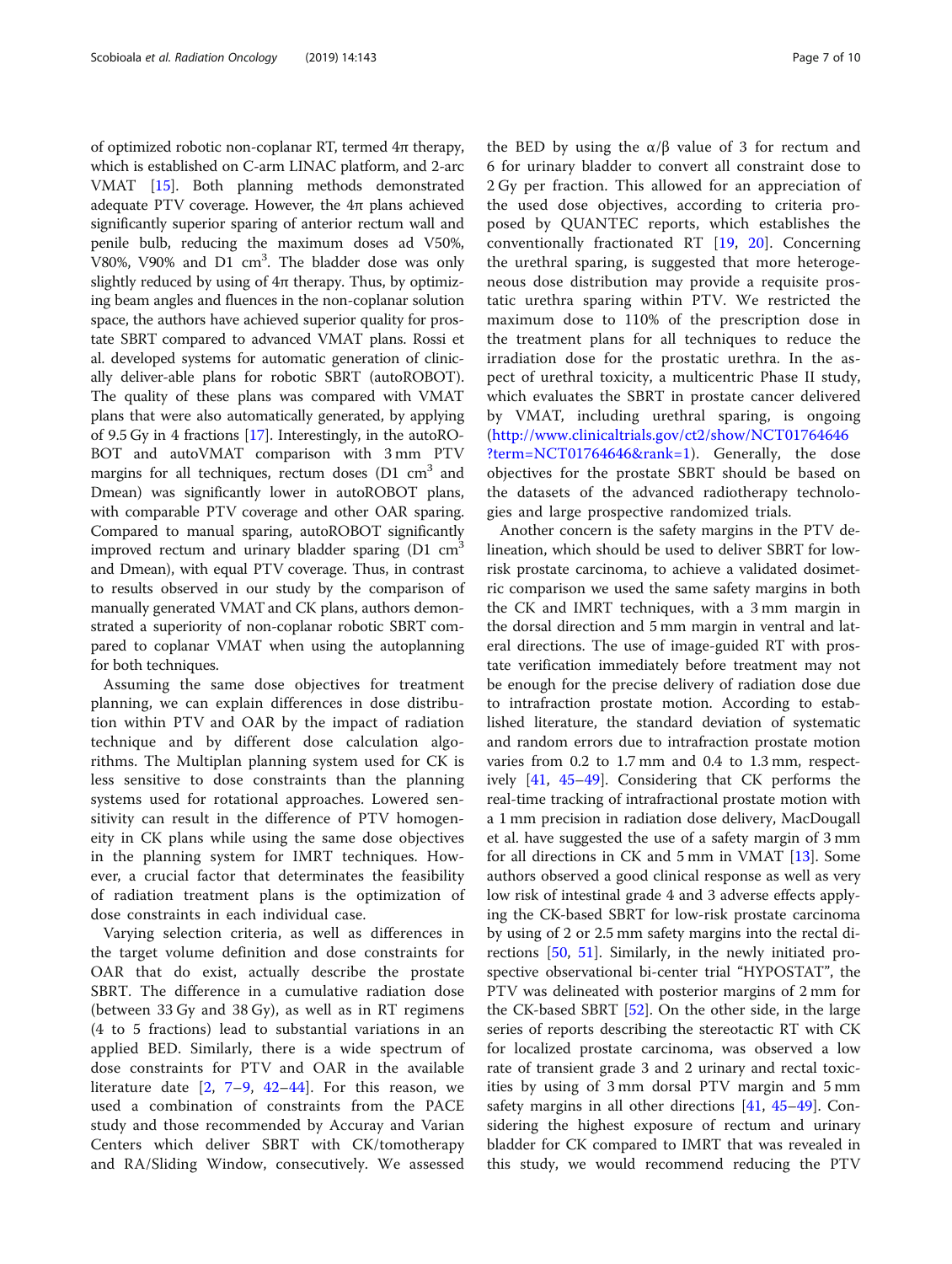of optimized robotic non-coplanar RT, termed 4π therapy, which is established on C-arm LINAC platform, and 2-arc VMAT [15]. Both planning methods demonstrated adequate PTV coverage. However, the 4π plans achieved significantly superior sparing of anterior rectum wall and penile bulb, reducing the maximum doses ad V50%, V80%, V90% and D1 $cm^3$. The bladder dose was only slightly reduced by using of 4π therapy. Thus, by optimizing beam angles and fluences in the non-coplanar solution space, the authors have achieved superior quality for prostate SBRT compared to advanced VMAT plans. Rossi et al. developed systems for automatic generation of clinically deliver-able plans for robotic SBRT (autoROBOT). The quality of these plans was compared with VMAT plans that were also automatically generated, by applying of 9.5 Gy in 4 fractions [17]. Interestingly, in the autoROBOT and autoVMAT comparison with 3 mm PTV margins for all techniques, rectum doses (D1 $cm^3$ and Dmean) was significantly lower in autoROBOT plans, with comparable PTV coverage and other OAR sparing. Compared to manual sparing, autoROBOT significantly improved rectum and urinary bladder sparing (D1 $cm^3$ and Dmean), with equal PTV coverage. Thus, in contrast to results observed in our study by the comparison of manually generated VMAT and CK plans, authors demonstrated a superiority of non-coplanar robotic SBRT compared to coplanar VMAT when using the autoplanning for both techniques.

Assuming the same dose objectives for treatment planning, we can explain differences in dose distribution within PTV and OAR by the impact of radiation technique and by different dose calculation algorithms. The Multiplan planning system used for CK is less sensitive to dose constraints than the planning systems used for rotational approaches. Lowered sensitivity can result in the difference of PTV homogeneity in CK plans while using the same dose objectives in the planning system for IMRT techniques. However, a crucial factor that determinates the feasibility of radiation treatment plans is the optimization of dose constraints in each individual case.

Varying selection criteria, as well as differences in the target volume definition and dose constraints for OAR that do exist, actually describe the prostate SBRT. The difference in a cumulative radiation dose (between 33 Gy and 38 Gy), as well as in RT regimens (4 to 5 fractions) lead to substantial variations in an applied BED. Similarly, there is a wide spectrum of dose constraints for PTV and OAR in the available literature date [2, 7–9, 42–44]. For this reason, we used a combination of constraints from the PACE study and those recommended by Accuray and Varian Centers which deliver SBRT with CK/tomotherapy and RA/Sliding Window, consecutively. We assessed the BED by using the α/β value of 3 for rectum and 6 for urinary bladder to convert all constraint dose to 2 Gy per fraction. This allowed for an appreciation of the used dose objectives, according to criteria proposed by QUANTEC reports, which establishes the conventionally fractionated RT [19, 20]. Concerning the urethral sparing, is suggested that more heterogeneous dose distribution may provide a requisite prostatic urethra sparing within PTV. We restricted the maximum dose to 110% of the prescription dose in the treatment plans for all techniques to reduce the irradiation dose for the prostatic urethra. In the aspect of urethral toxicity, a multicentric Phase II study, which evaluates the SBRT in prostate cancer delivered by VMAT, including urethral sparing, is ongoing (http://www.clinicaltrials.gov/ct2/show/NCT01764646?term=NCT01764646&rank=1). Generally, the dose objectives for the prostate SBRT should be based on the datasets of the advanced radiotherapy technologies and large prospective randomized trials.

Another concern is the safety margins in the PTV delineation, which should be used to deliver SBRT for low-risk prostate carcinoma, to achieve a validated dosimetric comparison we used the same safety margins in both the CK and IMRT techniques, with a 3 mm margin in the dorsal direction and 5 mm margin in ventral and lateral directions. The use of image-guided RT with prostate verification immediately before treatment may not be enough for the precise delivery of radiation dose due to intrafraction prostate motion. According to established literature, the standard deviation of systematic and random errors due to intrafraction prostate motion varies from 0.2 to 1.7 mm and 0.4 to 1.3 mm, respectively [41, 45–49]. Considering that CK performs the real-time tracking of intrafractional prostate motion with a 1 mm precision in radiation dose delivery, MacDougall et al. have suggested the use of a safety margin of 3 mm for all directions in CK and 5 mm in VMAT [13]. Some authors observed a good clinical response as well as very low risk of intestinal grade 4 and 3 adverse effects applying the CK-based SBRT for low-risk prostate carcinoma by using of 2 or 2.5 mm safety margins into the rectal directions [50, 51]. Similarly, in the newly initiated prospective observational bi-center trial "HYPOSTAT", the PTV was delineated with posterior margins of 2 mm for the CK-based SBRT [52]. On the other side, in the large series of reports describing the stereotactic RT with CK for localized prostate carcinoma, was observed a low rate of transient grade 3 and 2 urinary and rectal toxicities by using of 3 mm dorsal PTV margin and 5 mm safety margins in all other directions [41, 45–49]. Considering the highest exposure of rectum and urinary bladder for CK compared to IMRT that was revealed in this study, we would recommend reducing the PTV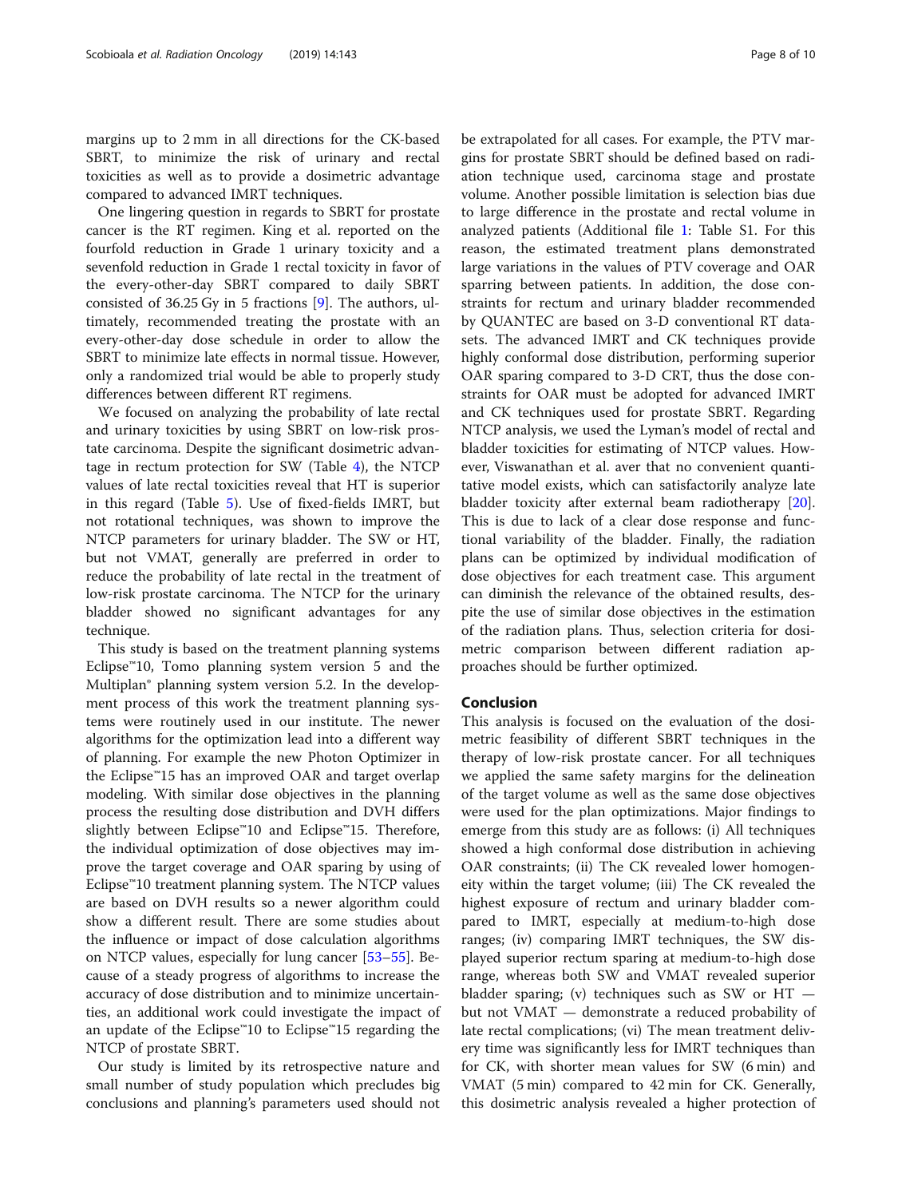margins up to 2 mm in all directions for the CK-based SBRT, to minimize the risk of urinary and rectal toxicities as well as to provide a dosimetric advantage compared to advanced IMRT techniques.

One lingering question in regards to SBRT for prostate cancer is the RT regimen. King et al. reported on the fourfold reduction in Grade 1 urinary toxicity and a sevenfold reduction in Grade 1 rectal toxicity in favor of the every-other-day SBRT compared to daily SBRT consisted of 36.25 Gy in 5 fractions [9]. The authors, ultimately, recommended treating the prostate with an every-other-day dose schedule in order to allow the SBRT to minimize late effects in normal tissue. However, only a randomized trial would be able to properly study differences between different RT regimens.

We focused on analyzing the probability of late rectal and urinary toxicities by using SBRT on low-risk prostate carcinoma. Despite the significant dosimetric advantage in rectum protection for SW (Table 4), the NTCP values of late rectal toxicities reveal that HT is superior in this regard (Table 5). Use of fixed-fields IMRT, but not rotational techniques, was shown to improve the NTCP parameters for urinary bladder. The SW or HT, but not VMAT, generally are preferred in order to reduce the probability of late rectal in the treatment of low-risk prostate carcinoma. The NTCP for the urinary bladder showed no significant advantages for any technique.

This study is based on the treatment planning systems Eclipse™10, Tomo planning system version 5 and the Multiplan® planning system version 5.2. In the development process of this work the treatment planning systems were routinely used in our institute. The newer algorithms for the optimization lead into a different way of planning. For example the new Photon Optimizer in the Eclipse™15 has an improved OAR and target overlap modeling. With similar dose objectives in the planning process the resulting dose distribution and DVH differs slightly between Eclipse™10 and Eclipse™15. Therefore, the individual optimization of dose objectives may improve the target coverage and OAR sparing by using of Eclipse™10 treatment planning system. The NTCP values are based on DVH results so a newer algorithm could show a different result. There are some studies about the influence or impact of dose calculation algorithms on NTCP values, especially for lung cancer [53–55]. Because of a steady progress of algorithms to increase the accuracy of dose distribution and to minimize uncertainties, an additional work could investigate the impact of an update of the Eclipse™10 to Eclipse™15 regarding the NTCP of prostate SBRT.

Our study is limited by its retrospective nature and small number of study population which precludes big conclusions and planning's parameters used should not be extrapolated for all cases. For example, the PTV margins for prostate SBRT should be defined based on radiation technique used, carcinoma stage and prostate volume. Another possible limitation is selection bias due to large difference in the prostate and rectal volume in analyzed patients (Additional file 1: Table S1. For this reason, the estimated treatment plans demonstrated large variations in the values of PTV coverage and OAR sparing between patients. In addition, the dose constraints for rectum and urinary bladder recommended by QUANTEC are based on 3-D conventional RT datasets. The advanced IMRT and CK techniques provide highly conformal dose distribution, performing superior OAR sparing compared to 3-D CRT, thus the dose constraints for OAR must be adopted for advanced IMRT and CK techniques used for prostate SBRT. Regarding NTCP analysis, we used the Lyman's model of rectal and bladder toxicities for estimating of NTCP values. However, Viswanathan et al. aver that no convenient quantitative model exists, which can satisfactorily analyze late bladder toxicity after external beam radiotherapy [20]. This is due to lack of a clear dose response and functional variability of the bladder. Finally, the radiation plans can be optimized by individual modification of dose objectives for each treatment case. This argument can diminish the relevance of the obtained results, despite the use of similar dose objectives in the estimation of the radiation plans. Thus, selection criteria for dosimetric comparison between different radiation approaches should be further optimized.

## Conclusion

This analysis is focused on the evaluation of the dosimetric feasibility of different SBRT techniques in the therapy of low-risk prostate cancer. For all techniques we applied the same safety margins for the delineation of the target volume as well as the same dose objectives were used for the plan optimizations. Major findings to emerge from this study are as follows: (i) All techniques showed a high conformal dose distribution in achieving OAR constraints; (ii) The CK revealed lower homogeneity within the target volume; (iii) The CK revealed the highest exposure of rectum and urinary bladder compared to IMRT, especially at medium-to-high dose ranges; (iv) comparing IMRT techniques, the SW displayed superior rectum sparing at medium-to-high dose range, whereas both SW and VMAT revealed superior bladder sparing; (v) techniques such as SW or HT — but not VMAT — demonstrate a reduced probability of late rectal complications; (vi) The mean treatment delivery time was significantly less for IMRT techniques than for CK, with shorter mean values for SW (6 min) and VMAT (5 min) compared to 42 min for CK. Generally, this dosimetric analysis revealed a higher protection of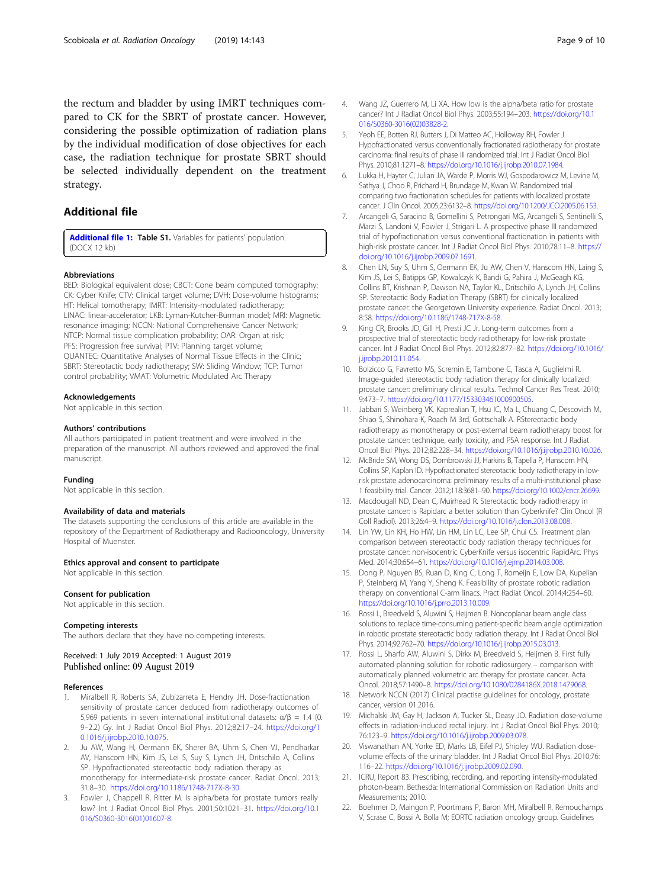the rectum and bladder by using IMRT techniques compared to CK for the SBRT of prostate cancer. However, considering the possible optimization of radiation plans by the individual modification of dose objectives for each case, the radiation technique for prostate SBRT should be selected individually dependent on the treatment strategy.

## Additional file

**Additional file 1: Table S1.** Variables for patients' population. (DOCX 12 kb)

### Abbreviations

BED: Biological equivalent dose; CBCT: Cone beam computed tomography; CK: Cyber Knife; CTV: Clinical target volume; DVH: Dose-volume histograms; HT: Helical tomotherapy; IMRT: Intensity-modulated radiotherapy; LINAC: linear-accelerator; LKB: Lyman-Kutcher-Burman model; MRI: Magnetic resonance imaging; NCCN: National Comprehensive Cancer Network; NTCP: Normal tissue complication probability; OAR: Organ at risk; PFS: Progression free survival; PTV: Planning target volume; QUANTEC: Quantitative Analyses of Normal Tissue Effects in the Clinic; SBRT: Stereotactic body radiotherapy; SW: Sliding Window; TCP: Tumor control probability; VMAT: Volumetric Modulated Arc Therapy

### Acknowledgements

Not applicable in this section.

### Authors' contributions

All authors participated in patient treatment and were involved in the preparation of the manuscript. All authors reviewed and approved the final manuscript.

### Funding

Not applicable in this section.

### Availability of data and materials

The datasets supporting the conclusions of this article are available in the repository of the Department of Radiotherapy and Radiooncology, University Hospital of Muenster.

### Ethics approval and consent to participate

Not applicable in this section.

### Consent for publication

Not applicable in this section.

### Competing interests

The authors declare that they have no competing interests.

Received: 1 July 2019 Accepted: 1 August 2019
Published online: 09 August 2019

### References

1. Miralbell R, Roberts SA, Zubizarreta E, Hendry JH. Dose-fractionation sensitivity of prostate cancer deduced from radiotherapy outcomes of 5,969 patients in seven international institutional datasets: $\alpha/\beta$ = 1.4 (0.9–2.2) Gy. Int J Radiat Oncol Biol Phys. 2012;82:17–24. https://doi.org/10.1016/j.ijrobp.2010.10.075.
2. Ju AW, Wang H, Oermann EK, Sherer BA, Uhm S, Chen VJ, Pendharkar AV, Hanscom HN, Kim JS, Lei S, Suy S, Lynch JH, Dritschilo A, Collins SP. Hypofractionated stereotactic body radiation therapy as monotherapy for intermediate-risk prostate cancer. Radiat Oncol. 2013; 31:8–30. https://doi.org/10.1186/1748-717X-8-30.
3. Fowler J, Chappell R, Ritter M. Is alpha/beta for prostate tumors really low? Int J Radiat Oncol Biol Phys. 2001;50:1021–31. https://doi.org/10.1016/S0360-3016(01)01607-8.
4. Wang JZ, Guerrero M, Li XA. How low is the alpha/beta ratio for prostate cancer? Int J Radiat Oncol Biol Phys. 2003;55:194–203. https://doi.org/10.1016/S0360-3016(02)03828-2.
5. Yeoh EE, Botten RJ, Butters J, Di Matteo AC, Holloway RH, Fowler J. Hypofractionated versus conventionally fractionated radiotherapy for prostate carcinoma: final results of phase III randomized trial. Int J Radiat Oncol Biol Phys. 2010;81:1271–8. https://doi.org/10.1016/j.ijrobp.2010.07.1984.
6. Lukka H, Hayter C, Julian JA, Warde P, Morris WJ, Gospodarowicz M, Levine M, Sathya J, Choo R, Prichard H, Brundage M, Kwan W. Randomized trial comparing two fractionation schedules for patients with localized prostate cancer. J Clin Oncol. 2005;23:6132–8. https://doi.org/10.1200/JCO.2005.06.153.
7. Arcangeli G, Saracino B, Gomellini S, Petrongari MG, Arcangeli S, Sentinelli S, Marzi S, Landoni V, Fowler J, Strigari L. A prospective phase III randomized trial of hypofractionation versus conventional fractionation in patients with high-risk prostate cancer. Int J Radiat Oncol Biol Phys. 2010;78:11–8. https://doi.org/10.1016/j.ijrobp.2009.07.1691.
8. Chen LN, Suy S, Uhm S, Oermann EK, Ju AW, Chen V, Hanscom HN, Laing S, Kim JS, Lei S, Batipps GP, Kowalczyk K, Bandi G, Pahira J, McGeagh KG, Collins BT, Krishnan P, Dawson NA, Taylor KL, Dritschilo A, Lynch JH, Collins SP. Stereotactic Body Radiation Therapy (SBRT) for clinically localized prostate cancer: the Georgetown University experience. Radiat Oncol. 2013; 8:58. https://doi.org/10.1186/1748-717X-8-58.
9. King CR, Brooks JD, Gill H, Presti JC Jr. Long-term outcomes from a prospective trial of stereotactic body radiotherapy for low-risk prostate cancer. Int J Radiat Oncol Biol Phys. 2012;82:877–82. https://doi.org/10.1016/j.ijrobp.2010.11.054.
10. Bolzicco G, Favretto MS, Scremin E, Tambone C, Tasca A, Guglielmi R. Image-guided stereotactic body radiation therapy for clinically localized prostate cancer: preliminary clinical results. Technol Cancer Res Treat. 2010; 9:473–7. https://doi.org/10.1177/153303461000900505.
11. Jabbari S, Weinberg VK, Kaprealian T, Hsu IC, Ma L, Chuang C, Descovich M, Shiao S, Shinohara K, Roach M 3rd, Gottschalk A. RStereotactic body radiotherapy as monotherapy or post-external beam radiotherapy boost for prostate cancer: technique, early toxicity, and PSA response. Int J Radiat Oncol Biol Phys. 2012;82:228–34. https://doi.org/10.1016/j.ijrobp.2010.10.026.
12. McBride SM, Wong DS, Dombrowski JJ, Harkins B, Tapella P, Hanscom HN, Collins SP, Kaplan ID. Hypofractionated stereotactic body radiotherapy in low-risk prostate adenocarcinoma: preliminary results of a multi-institutional phase 1 feasibility trial. Cancer. 2012;118:3681–90. https://doi.org/10.1002/cncr.26699.
13. Macdougall ND, Dean C, Muirhead R. Stereotactic body radiotherapy in prostate cancer: is Rapidarc a better solution than Cyberknife? Clin Oncol (R Coll Radiol). 2013;26:4–9. https://doi.org/10.1016/j.clon.2013.08.008.
14. Lin YW, Lin KH, Ho HW, Lin HM, Lin LC, Lee SP, Chui CS. Treatment plan comparison between stereotactic body radiation therapy techniques for prostate cancer: non-isocentric CyberKnife versus isocentric RapidArc. Phys Med. 2014;30:654–61. https://doi.org/10.1016/j.ejmp.2014.03.008.
15. Dong P, Nguyen BS, Ruan D, King C, Long T, Romeijn E, Low DA, Kupelian P, Steinberg M, Yang Y, Sheng K. Feasibility of prostate robotic radiation therapy on conventional C-arm linacs. Pract Radiat Oncol. 2014;4:254–60. https://doi.org/10.1016/j.prro.2013.10.009.
16. Rossi L, Breedveld S, Aluwini S, Heijmen B. Noncoplanar beam angle class solutions to replace time-consuming patient-specific beam angle optimization in robotic prostate stereotactic body radiation therapy. Int J Radiat Oncol Biol Phys. 2014;92:762–70. https://doi.org/10.1016/j.ijrobp.2015.03.013.
17. Rossi L, Sharfo AW, Aluwini S, Dirkx M, Breedveld S, Heijmen B. First fully automated planning solution for robotic radiosurgery – comparison with automatically planned volumetric arc therapy for prostate cancer. Acta Oncol. 2018;57:1490–8. https://doi.org/10.1080/0284186X.2018.1479068.
18. Network NCCN (2017) Clinical practise guidelines for oncology, prostate cancer, version 01.2016.
19. Michalski JM, Gay H, Jackson A, Tucker SL, Deasy JO. Radiation dose-volume effects in radiation-induced rectal injury. Int J Radiat Oncol Biol Phys. 2010; 76:123–9. https://doi.org/10.1016/j.ijrobp.2009.03.078.
20. Viswanathan AN, Yorke ED, Marks LB, Eifel PJ, Shipley WU. Radiation dose-volume effects of the urinary bladder. Int J Radiat Oncol Biol Phys. 2010;76: 116–22. https://doi.org/10.1016/j.ijrobp.2009.02.090.
21. ICRU, Report 83. Prescribing, recording, and reporting intensity-modulated photon-beam. Bethesda: International Commission on Radiation Units and Measurements; 2010.
22. Boehmer D, Maingon P, Poortmans P, Baron MH, Miralbell R, Remouchamps V, Scrase C, Bossi A. Bolla M; EORTC radiation oncology group. Guidelines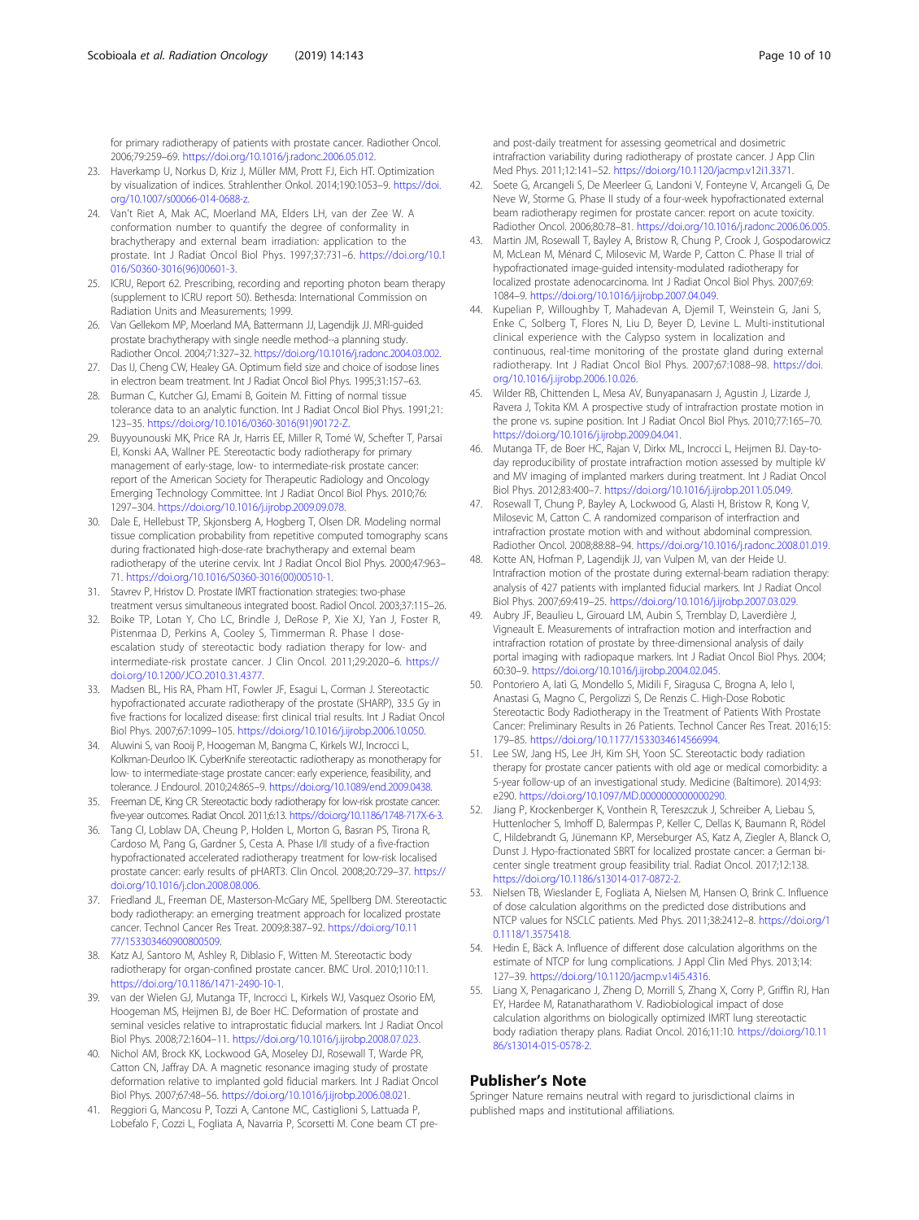for primary radiotherapy of patients with prostate cancer. Radiother Oncol. 2006;79:259–69. https://doi.org/10.1016/j.radonc.2006.05.012.

23. Haverkamp U, Norkus D, Kriz J, Müller MM, Prott FJ, Eich HT. Optimization by visualization of indices. Strahlenther Onkol. 2014;190:1053–9. https://doi.org/10.1007/s00066-014-0688-z.
24. Van't Riet A, Mak AC, Moerland MA, Elders LH, van der Zee W. A conformation number to quantify the degree of conformality in brachytherapy and external beam irradiation: application to the prostate. Int J Radiat Oncol Biol Phys. 1997;37:731–6. https://doi.org/10.1016/S0360-3016(96)00601-3.
25. ICRU, Report 62. Prescribing, recording and reporting photon beam therapy (supplement to ICRU report 50). Bethesda: International Commission on Radiation Units and Measurements; 1999.
26. Van Gellekom MP, Moerland MA, Battermann JJ, Lagendijk JJ. MRI-guided prostate brachytherapy with single needle method--a planning study. Radiother Oncol. 2004;71:327–32. https://doi.org/10.1016/j.radonc.2004.03.002.
27. Das IJ, Cheng CW, Healey GA. Optimum field size and choice of isodose lines in electron beam treatment. Int J Radiat Oncol Biol Phys. 1995;31:157–63.
28. Burman C, Kutcher GJ, Emami B, Goitein M. Fitting of normal tissue tolerance data to an analytic function. Int J Radiat Oncol Biol Phys. 1991;21: 123–35. https://doi.org/10.1016/0360-3016(91)90172-Z.
29. Buyyounouski MK, Price RA Jr, Harris EE, Miller R, Tomé W, Schefter T, Parsai EI, Konski AA, Wallner PE. Stereotactic body radiotherapy for primary management of early-stage, low- to intermediate-risk prostate cancer: report of the American Society for Therapeutic Radiology and Oncology Emerging Technology Committee. Int J Radiat Oncol Biol Phys. 2010;76: 1297–304. https://doi.org/10.1016/j.ijrobp.2009.09.078.
30. Dale E, Hellebust TP, Skjonsberg A, Hogberg T, Olsen DR. Modeling normal tissue complication probability from repetitive computed tomography scans during fractionated high-dose-rate brachytherapy and external beam radiotherapy of the uterine cervix. Int J Radiat Oncol Biol Phys. 2000;47:963–71. https://doi.org/10.1016/S0360-3016(00)00510-1.
31. Stavrev P, Hristov D. Prostate IMRT fractionation strategies: two-phase treatment versus simultaneous integrated boost. Radiol Oncol. 2003;37:115–26.
32. Boike TP, Lotan Y, Cho LC, Brindle J, DeRose P, Xie XJ, Yan J, Foster R, Pistenmaa D, Perkins A, Cooley S, Timmerman R. Phase I dose-escalation study of stereotactic body radiation therapy for low- and intermediate-risk prostate cancer. J Clin Oncol. 2011;29:2020–6. https://doi.org/10.1200/JCO.2010.31.4377.
33. Madsen BL, His RA, Pham HT, Fowler JF, Esagui L, Corman J. Stereotactic hypofractionated accurate radiotherapy of the prostate (SHARP), 33.5 Gy in five fractions for localized disease: first clinical trial results. Int J Radiat Oncol Biol Phys. 2007;67:1099–105. https://doi.org/10.1016/j.ijrobp.2006.10.050.
34. Aluwini S, van Rooij P, Hoogeman M, Bangma C, Kirkels WJ, Incrocci L, Kolkman-Deurloo IK. CyberKnife stereotactic radiotherapy as monotherapy for low- to intermediate-stage prostate cancer: early experience, feasibility, and tolerance. J Endourol. 2010;24:865–9. https://doi.org/10.1089/end.2009.0438.
35. Freeman DE, King CR. Stereotactic body radiotherapy for low-risk prostate cancer: five-year outcomes. Radiat Oncol. 2011;6:3. https://doi.org/10.1186/1748-717X-6-3.
36. Tang CI, Loblaw DA, Cheung P, Holden L, Morton G, Basran PS, Tirona R, Cardoso M, Pang G, Gardner S, Cesta A. Phase I/II study of a five-fraction hypofractionated accelerated radiotherapy treatment for low-risk localised prostate cancer: early results of pHART3. Clin Oncol. 2008;20:729–37. https://doi.org/10.1016/j.clon.2008.08.006.
37. Friedland JL, Freeman DE, Masterson-McGary ME, Spellberg DM. Stereotactic body radiotherapy: an emerging treatment approach for localized prostate cancer. Technol Cancer Res Treat. 2009;8:387–92. https://doi.org/10.1177/153303460900800509.
38. Katz AJ, Santoro M, Ashley R, Diblasio F, Witten M. Stereotactic body radiotherapy for organ-confined prostate cancer. BMC Urol. 2010;110:11. https://doi.org/10.1186/1471-2490-10-1.
39. van der Wielen GJ, Mutanga TF, Incrocci L, Kirkels WJ, Vasquez Osorio EM, Hoogeman MS, Heijmen BJ, de Boer HC. Deformation of prostate and seminal vesicles relative to intraprostatic fiducial markers. Int J Radiat Oncol Biol Phys. 2008;72:1604–11. https://doi.org/10.1016/j.ijrobp.2008.07.023.
40. Nichol AM, Brock KK, Lockwood GA, Moseley DJ, Rosewall T, Warde PR, Catton CN, Jaffray DA. A magnetic resonance imaging study of prostate deformation relative to implanted gold fiducial markers. Int J Radiat Oncol Biol Phys. 2007;67:48–56. https://doi.org/10.1016/j.ijrobp.2006.08.021.
41. Reggiori G, Mancosu P, Tozzi A, Cantone MC, Castiglioni S, Lattuada P, Lobefalo F, Cozzi L, Fogliata A, Navarria P, Scorsetti M. Cone beam CT pre- and post-daily treatment for assessing geometrical and dosimetric intrafraction variability during radiotherapy of prostate cancer. J App Clin Med Phys. 2011;12:141–52. https://doi.org/10.1120/jacmp.v12i1.3371.
42. Soete G, Arcangeli S, De Meerleer G, Landoni V, Fonteyne V, Arcangeli G, De Neve W, Storme G. Phase II study of a four-week hypofractionated external beam radiotherapy regimen for prostate cancer: report on acute toxicity. Radiother Oncol. 2006;80:78–81. https://doi.org/10.1016/j.radonc.2006.06.005.
43. Martin JM, Rosewall T, Bayley A, Bristow R, Chung P, Crook J, Gospodarowicz M, McLean M, Ménard C, Milosevic M, Warde P, Catton C. Phase II trial of hypofractionated image-guided intensity-modulated radiotherapy for localized prostate adenocarcinoma. Int J Radiat Oncol Biol Phys. 2007;69: 1084–9. https://doi.org/10.1016/j.ijrobp.2007.04.049.
44. Kupelian P, Willoughby T, Mahadevan A, Djemil T, Weinstein G, Jani S, Enke C, Solberg T, Flores N, Liu D, Beyer D, Levine L. Multi-institutional clinical experience with the Calypso system in localization and continuous, real-time monitoring of the prostate gland during external radiotherapy. Int J Radiat Oncol Biol Phys. 2007;67:1088–98. https://doi.org/10.1016/j.ijrobp.2006.10.026.
45. Wilder RB, Chittenden L, Mesa AV, Bunyapanasarn J, Agustin J, Lizarde J, Ravera J, Tokita KM. A prospective study of intrafraction prostate motion in the prone vs. supine position. Int J Radiat Oncol Biol Phys. 2010;77:165–70. https://doi.org/10.1016/j.ijrobp.2009.04.041.
46. Mutanga TF, de Boer HC, Rajan V, Dirkx ML, Incrocci L, Heijmen BJ. Day-to-day reproducibility of prostate intrafraction motion assessed by multiple kV and MV imaging of implanted markers during treatment. Int J Radiat Oncol Biol Phys. 2012;83:400–7. https://doi.org/10.1016/j.ijrobp.2011.05.049.
47. Rosewall T, Chung P, Bayley A, Lockwood G, Alasti H, Bristow R, Kong V, Milosevic M, Catton C. A randomized comparison of interfraction and intrafraction prostate motion with and without abdominal compression. Radiother Oncol. 2008;88:88–94. https://doi.org/10.1016/j.radonc.2008.01.019.
48. Kotte AN, Hofman P, Lagendijk JJ, van Vulpen M, van der Heide U. Intrafraction motion of the prostate during external-beam radiation therapy: analysis of 427 patients with implanted fiducial markers. Int J Radiat Oncol Biol Phys. 2007;69:419–25. https://doi.org/10.1016/j.ijrobp.2007.03.029.
49. Aubry JF, Beaulieu L, Girouard LM, Aubin S, Tremblay D, Laverdière J, Vigneault E. Measurements of intrafraction motion and interfraction and intrafraction rotation of prostate by three-dimensional analysis of daily portal imaging with radiopaque markers. Int J Radiat Oncol Biol Phys. 2004; 60:30–9. https://doi.org/10.1016/j.ijrobp.2004.02.045.
50. Pontoriero A, Iatì G, Mondello S, Midili F, Siragusa C, Brogna A, Ielo I, Anastasi G, Magno C, Pergolizzi S, De Renzis C. High-Dose Robotic Stereotactic Body Radiotherapy in the Treatment of Patients With Prostate Cancer: Preliminary Results in 26 Patients. Technol Cancer Res Treat. 2016;15: 179–85. https://doi.org/10.1177/1533034614566994.
51. Lee SW, Jang HS, Lee JH, Kim SH, Yoon SC. Stereotactic body radiation therapy for prostate cancer patients with old age or medical comorbidity: a 5-year follow-up of an investigational study. Medicine (Baltimore). 2014;93: e290. https://doi.org/10.1097/MD.0000000000000290.
52. Jiang P, Krockenberger K, Vonthein R, Tereszczuk J, Schreiber A, Liebau S, Huttenlocher S, Imhoff D, Balermpas P, Keller C, Dellas K, Baumann R, Rödel C, Hildebrandt G, Jünemann KP, Merseburger AS, Katz A, Ziegler A, Blanck O, Dunst J. Hypo-fractionated SBRT for localized prostate cancer: a German bi-center single treatment group feasibility trial. Radiat Oncol. 2017;12:138. https://doi.org/10.1186/s13014-017-0872-2.
53. Nielsen TB, Wieslander E, Fogliata A, Nielsen M, Hansen O, Brink C. Influence of dose calculation algorithms on the predicted dose distributions and NTCP values for NSCLC patients. Med Phys. 2011;38:2412–8. https://doi.org/10.1118/1.3575418.
54. Hedin E, Bäck A. Influence of different dose calculation algorithms on the estimate of NTCP for lung complications. J Appl Clin Med Phys. 2013;14: 127–39. https://doi.org/10.1120/jacmp.v14i5.4316.
55. Liang X, Penagaricano J, Zheng D, Morrill S, Zhang X, Corry P, Griffin RJ, Han EY, Hardee M, Ratanatharathom V. Radiobiological impact of dose calculation algorithms on biologically optimized IMRT lung stereotactic body radiation therapy plans. Radiat Oncol. 2016;11:10. https://doi.org/10.1186/s13014-015-0578-2.

## Publisher's Note

Springer Nature remains neutral with regard to jurisdictional claims in published maps and institutional affiliations.